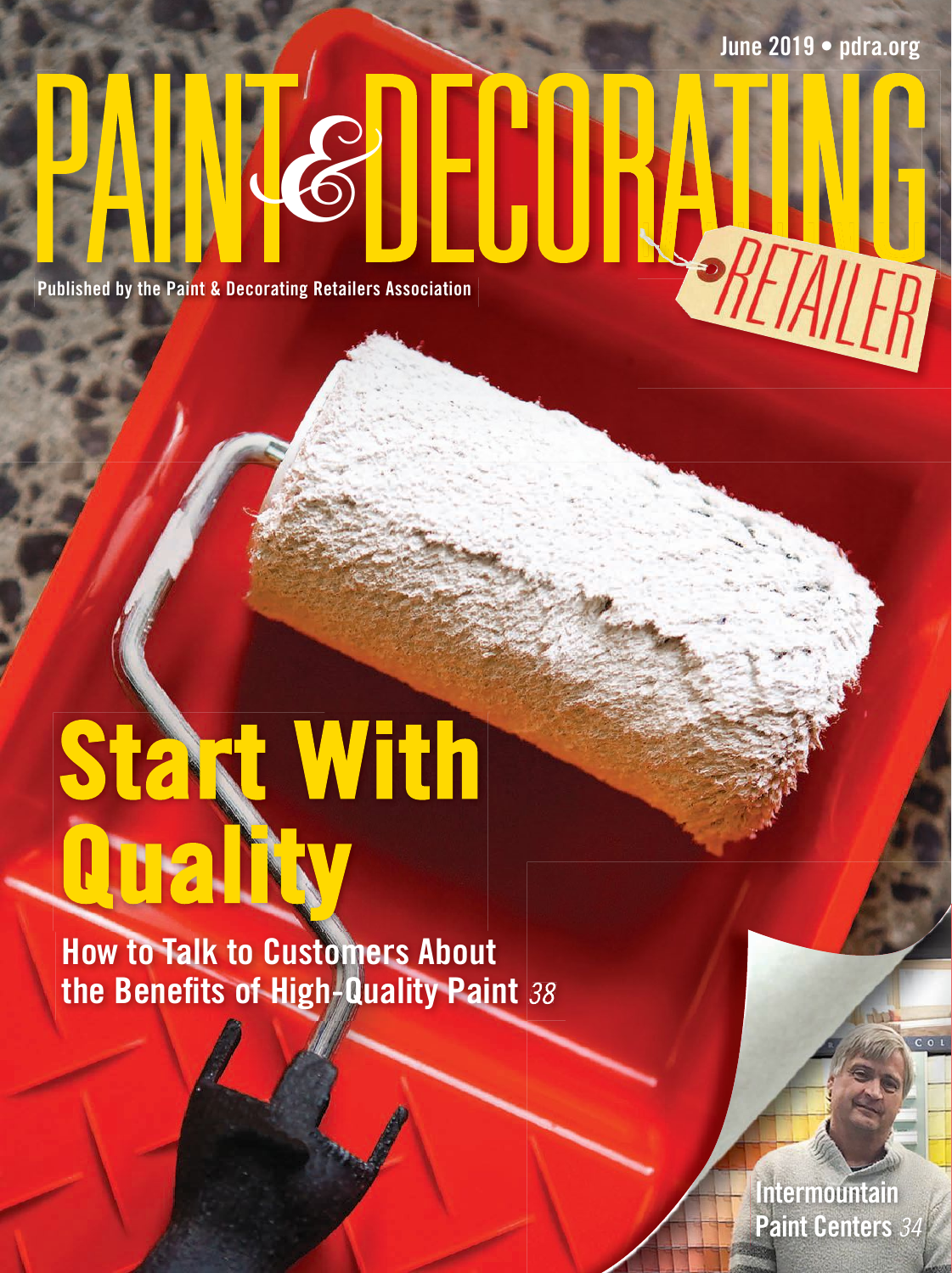June 2019 • pdra.org

# PAINT & DECORATING RETAILER

Published by the Paint & Decorating Retailers Association

## Start With Quality

**How to Talk to Customers About the Benefits of High-Quality Paint** *38*

**Intermountain Paint Centers** *34*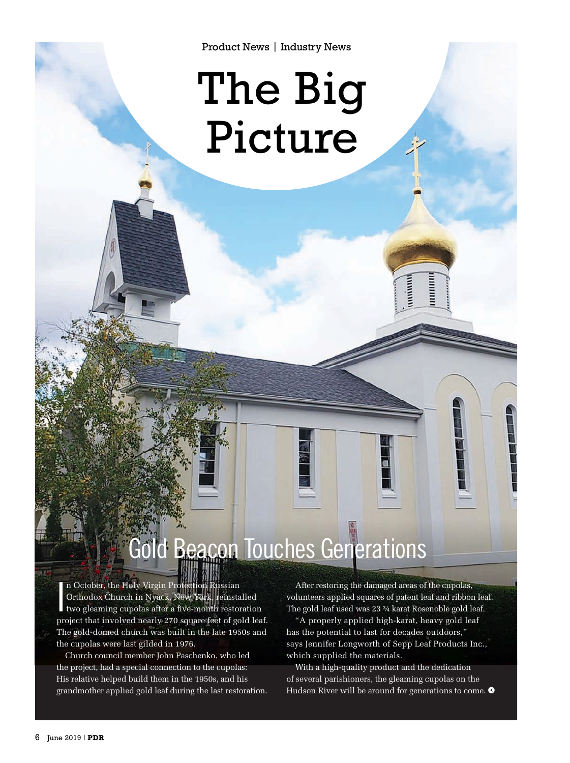Product News | Industry News

# The Big Picture

## Gold Beacon Touches Generations

In October, the Holy Virgin Protection Russian Orthodox Church in Nyack, New York, reinstalled two gleaming cupolas after a five-month restoration project that involved nearly 270 square feet of gold leaf. The gold-domed church was built in the late 1950s and the cupolas were last gilded in 1976.

Church council member John Paschenko, who led the project, had a special connection to the cupolas: His relative helped build them in the 1950s, and his grandmother applied gold leaf during the last restoration.

After restoring the damaged areas of the cupolas, volunteers applied squares of patent leaf and ribbon leaf. The gold leaf used was 23 ¾ karat Rosenoble gold leaf.

"A properly applied high-karat, heavy gold leaf has the potential to last for decades outdoors," says Jennifer Longworth of Sepp Leaf Products Inc., which supplied the materials.

With a high-quality product and the dedication of several parishioners, the gleaming cupolas on the Hudson River will be around for generations to come.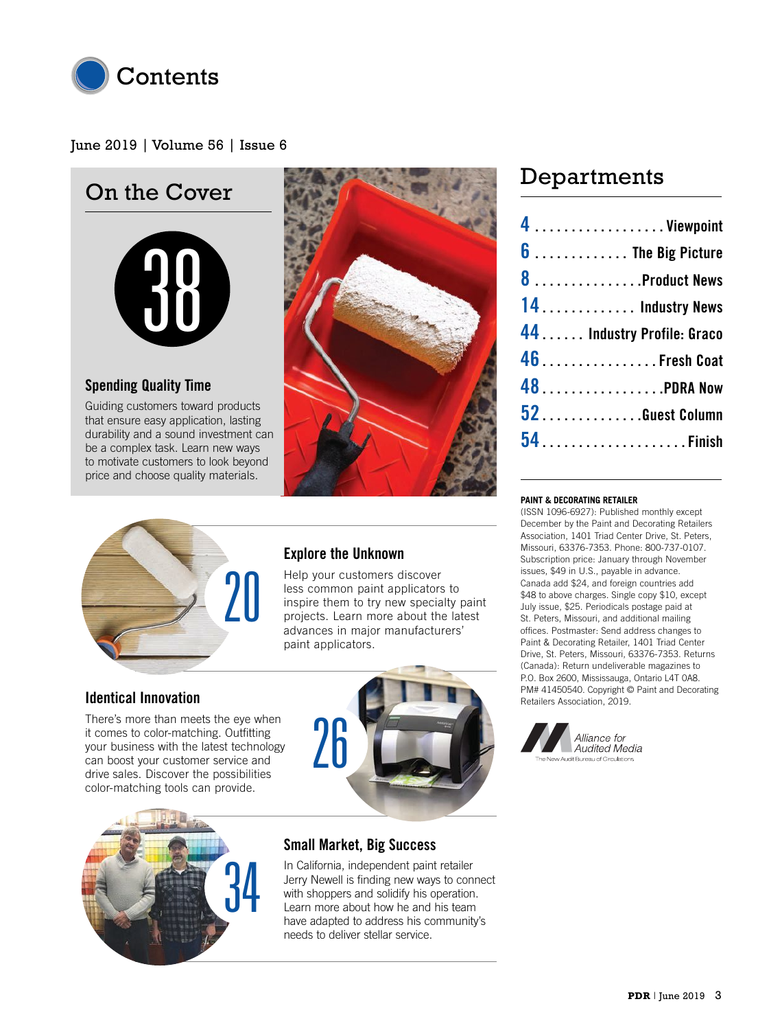# Contents

June 2019 | Volume 56 | Issue 6

## On the Cover

**38**

### Spending Quality Time

Guiding customers toward products that ensure easy application, lasting durability and a sound investment can be a complex task. Learn new ways to motivate customers to look beyond price and choose quality materials.

**20**

### Explore the Unknown

Help your customers discover less common paint applicators to inspire them to try new specialty paint projects. Learn more about the latest advances in major manufacturers' paint applicators.

**26**

### Identical Innovation

There's more than meets the eye when it comes to color-matching. Outfitting your business with the latest technology can boost your customer service and drive sales. Discover the possibilities color-matching tools can provide.

**34**

### Small Market, Big Success

In California, independent paint retailer Jerry Newell is finding new ways to connect with shoppers and solidify his operation. Learn more about how he and his team have adapted to address his community's needs to deliver stellar service.

## Departments

- **4** .................. Viewpoint
- **6** ............. The Big Picture
- **8** ............... Product News
- **14** ............. Industry News
- **44** ...... Industry Profile: Graco
- **46** ................ Fresh Coat
- **48** ................. PDRA Now
- **52** .............. Guest Column
- **54** .................... Finish

**PAINT & DECORATING RETAILER**

(ISSN 1096-6927): Published monthly except December by the Paint and Decorating Retailers Association, 1401 Triad Center Drive, St. Peters, Missouri, 63376-7353. Phone: 800-737-0107. Subscription price: January through November issues, $49 in U.S., payable in advance. Canada add $24, and foreign countries add $48 to above charges. Single copy $10, except July issue, $25. Periodicals postage paid at St. Peters, Missouri, and additional mailing offices. Postmaster: Send address changes to Paint & Decorating Retailer, 1401 Triad Center Drive, St. Peters, Missouri, 63376-7353. Returns (Canada): Return undeliverable magazines to P.O. Box 2600, Mississauga, Ontario L4T 0A8. PM# 41450540. Copyright © Paint and Decorating Retailers Association, 2019.

Alliance for Audited Media
The New Audit Bureau of Circulations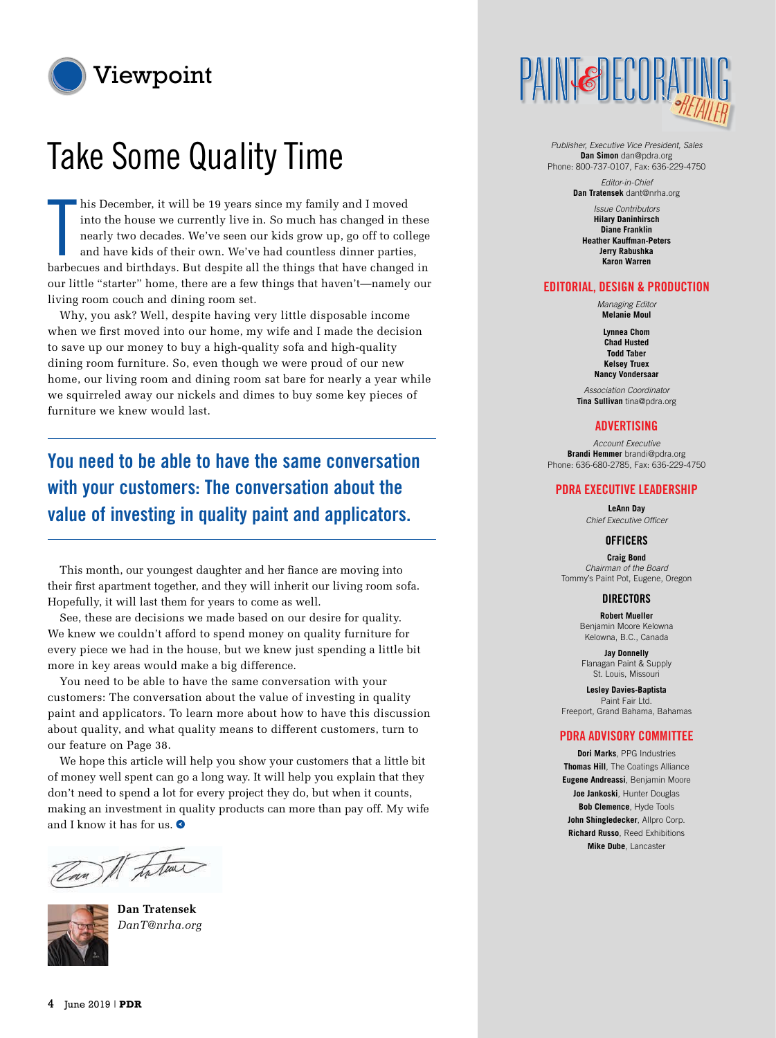# Viewpoint

## Take Some Quality Time

This December, it will be 19 years since my family and I moved into the house we currently live in. So much has changed in these nearly two decades. We've seen our kids grow up, go off to college and have kids of their own. We've had countless dinner parties, barbecues and birthdays. But despite all the things that have changed in our little "starter" home, there are a few things that haven't—namely our living room couch and dining room set.

Why, you ask? Well, despite having very little disposable income when we first moved into our home, my wife and I made the decision to save up our money to buy a high-quality sofa and high-quality dining room furniture. So, even though we were proud of our new home, our living room and dining room sat bare for nearly a year while we squirreled away our nickels and dimes to buy some key pieces of furniture we knew would last.

> **You need to be able to have the same conversation with your customers: The conversation about the value of investing in quality paint and applicators.**

This month, our youngest daughter and her fiance are moving into their first apartment together, and they will inherit our living room sofa. Hopefully, it will last them for years to come as well.

See, these are decisions we made based on our desire for quality. We knew we couldn't afford to spend money on quality furniture for every piece we had in the house, but we knew just spending a little bit more in key areas would make a big difference.

You need to be able to have the same conversation with your customers: The conversation about the value of investing in quality paint and applicators. To learn more about how to have this discussion about quality, and what quality means to different customers, turn to our feature on Page 38.

We hope this article will help you show your customers that a little bit of money well spent can go a long way. It will help you explain that they don't need to spend a lot for every project they do, but when it counts, making an investment in quality products can more than pay off. My wife and I know it has for us.

**Dan Tratensek**
*DanT@nrha.org*

---

# PAINT & DECORATING RETAILER

*Publisher, Executive Vice President, Sales*
**Dan Simon** dan@pdra.org
Phone: 800-737-0107, Fax: 636-229-4750

*Editor-in-Chief*
**Dan Tratensek** dant@nrha.org

*Issue Contributors*
**Hilary Daninhirsch**
**Diane Franklin**
**Heather Kauffman-Peters**
**Jerry Rabushka**
**Karon Warren**

## EDITORIAL, DESIGN & PRODUCTION

*Managing Editor*
**Melanie Moul**

**Lynnea Chom**
**Chad Husted**
**Todd Taber**
**Kelsey Truex**
**Nancy Vondersaar**

*Association Coordinator*
**Tina Sullivan** tina@pdra.org

## ADVERTISING

*Account Executive*
**Brandi Hemmer** brandi@pdra.org
Phone: 636-680-2785, Fax: 636-229-4750

## PDRA EXECUTIVE LEADERSHIP

**LeAnn Day**
*Chief Executive Officer*

### OFFICERS

**Craig Bond**
*Chairman of the Board*
Tommy's Paint Pot, Eugene, Oregon

### DIRECTORS

**Robert Mueller**
Benjamin Moore Kelowna
Kelowna, B.C., Canada

**Jay Donnelly**
Flanagan Paint & Supply
St. Louis, Missouri

**Lesley Davies-Baptista**
Paint Fair Ltd.
Freeport, Grand Bahama, Bahamas

## PDRA ADVISORY COMMITTEE

**Dori Marks**, PPG Industries
**Thomas Hill**, The Coatings Alliance
**Eugene Andreassi**, Benjamin Moore
**Joe Jankoski**, Hunter Douglas
**Bob Clemence**, Hyde Tools
**John Shingledecker**, Allpro Corp.
**Richard Russo**, Reed Exhibitions
**Mike Dube**, Lancaster